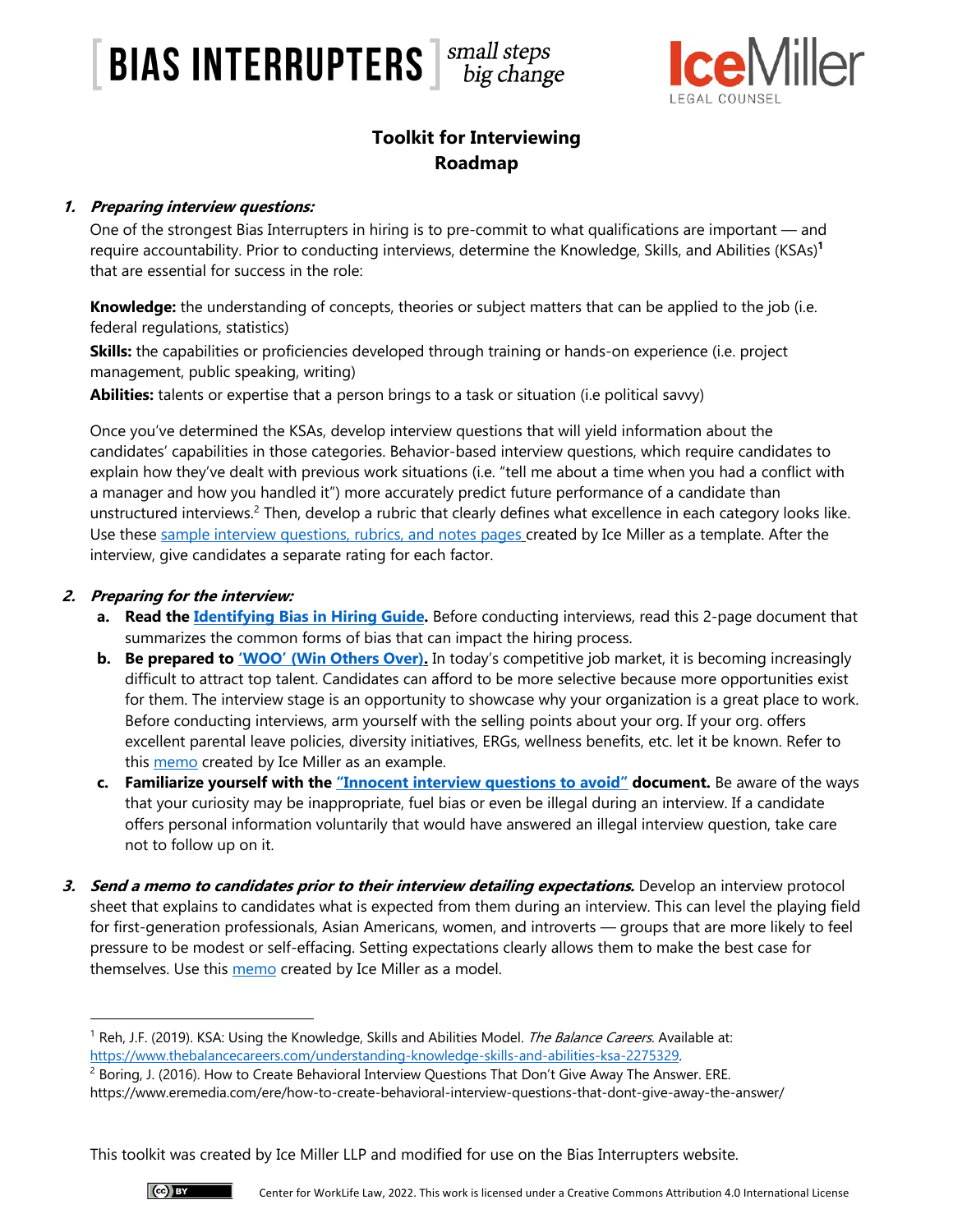# Toolkit for Interviewing
## Roadmap

1. ***Preparing interview questions:***

   One of the strongest Bias Interrupters in hiring is to pre-commit to what qualifications are important — and require accountability. Prior to conducting interviews, determine the Knowledge, Skills, and Abilities (KSAs)[1] that are essential for success in the role:

   **Knowledge:** the understanding of concepts, theories or subject matters that can be applied to the job (i.e. federal regulations, statistics)

   **Skills:** the capabilities or proficiencies developed through training or hands-on experience (i.e. project management, public speaking, writing)

   **Abilities:** talents or expertise that a person brings to a task or situation (i.e political savvy)

   Once you've determined the KSAs, develop interview questions that will yield information about the candidates' capabilities in those categories. Behavior-based interview questions, which require candidates to explain how they've dealt with previous work situations (i.e. "tell me about a time when you had a conflict with a manager and how you handled it") more accurately predict future performance of a candidate than unstructured interviews.[2] Then, develop a rubric that clearly defines what excellence in each category looks like. Use these sample interview questions, rubrics, and notes pages created by Ice Miller as a template. After the interview, give candidates a separate rating for each factor.

2. ***Preparing for the interview:***

   a. **Read the Identifying Bias in Hiring Guide.** Before conducting interviews, read this 2-page document that summarizes the common forms of bias that can impact the hiring process.

   b. **Be prepared to 'WOO' (Win Others Over).** In today's competitive job market, it is becoming increasingly difficult to attract top talent. Candidates can afford to be more selective because more opportunities exist for them. The interview stage is an opportunity to showcase why your organization is a great place to work. Before conducting interviews, arm yourself with the selling points about your org. If your org. offers excellent parental leave policies, diversity initiatives, ERGs, wellness benefits, etc. let it be known. Refer to this memo created by Ice Miller as an example.

   c. **Familiarize yourself with the "Innocent interview questions to avoid" document.** Be aware of the ways that your curiosity may be inappropriate, fuel bias or even be illegal during an interview. If a candidate offers personal information voluntarily that would have answered an illegal interview question, take care not to follow up on it.

3. ***Send a memo to candidates prior to their interview detailing expectations.*** Develop an interview protocol sheet that explains to candidates what is expected from them during an interview. This can level the playing field for first-generation professionals, Asian Americans, women, and introverts — groups that are more likely to feel pressure to be modest or self-effacing. Setting expectations clearly allows them to make the best case for themselves. Use this memo created by Ice Miller as a model.

---

[1] Reh, J.F. (2019). KSA: Using the Knowledge, Skills and Abilities Model. *The Balance Careers*. Available at: https://www.thebalancecareers.com/understanding-knowledge-skills-and-abilities-ksa-2275329.

[2] Boring, J. (2016). How to Create Behavioral Interview Questions That Don't Give Away The Answer. ERE. https://www.eremedia.com/ere/how-to-create-behavioral-interview-questions-that-dont-give-away-the-answer/

This toolkit was created by Ice Miller LLP and modified for use on the Bias Interrupters website.

Center for WorkLife Law, 2022. This work is licensed under a Creative Commons Attribution 4.0 International License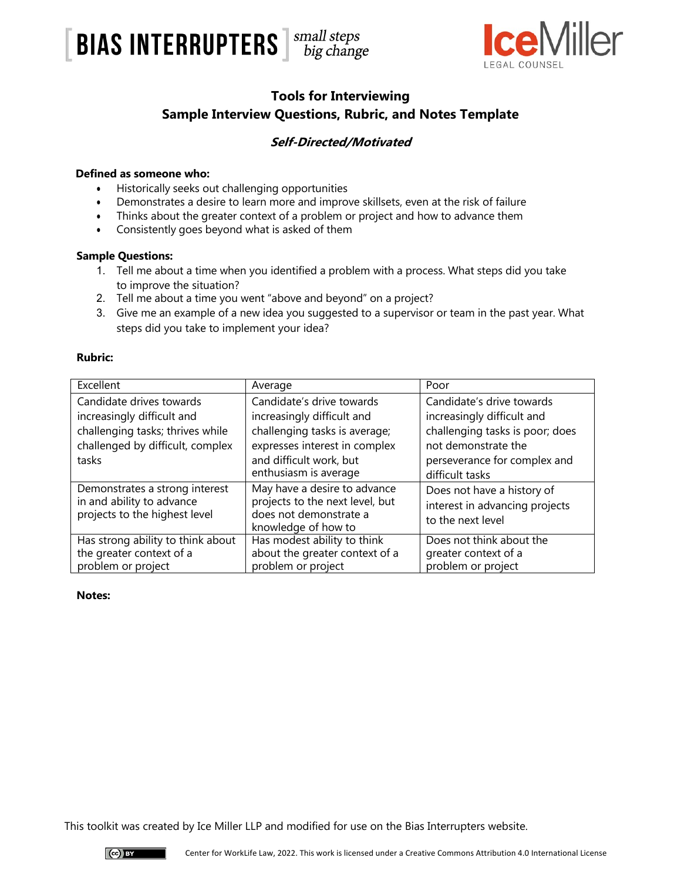BIAS INTERRUPTERS small steps big change

Ice Miller LEGAL COUNSEL

## Tools for Interviewing
## Sample Interview Questions, Rubric, and Notes Template

### *Self-Directed/Motivated*

**Defined as someone who:**

- Historically seeks out challenging opportunities
- Demonstrates a desire to learn more and improve skillsets, even at the risk of failure
- Thinks about the greater context of a problem or project and how to advance them
- Consistently goes beyond what is asked of them

**Sample Questions:**

1. Tell me about a time when you identified a problem with a process. What steps did you take to improve the situation?
2. Tell me about a time you went "above and beyond" on a project?
3. Give me an example of a new idea you suggested to a supervisor or team in the past year. What steps did you take to implement your idea?

**Rubric:**

| Excellent | Average | Poor |
|---|---|---|
| Candidate drives towards increasingly difficult and challenging tasks; thrives while challenged by difficult, complex tasks | Candidate's drive towards increasingly difficult and challenging tasks is average; expresses interest in complex and difficult work, but enthusiasm is average | Candidate's drive towards increasingly difficult and challenging tasks is poor; does not demonstrate the perseverance for complex and difficult tasks |
| Demonstrates a strong interest in and ability to advance projects to the highest level | May have a desire to advance projects to the next level, but does not demonstrate a knowledge of how to | Does not have a history of interest in advancing projects to the next level |
| Has strong ability to think about the greater context of a problem or project | Has modest ability to think about the greater context of a problem or project | Does not think about the greater context of a problem or project |

**Notes:**

This toolkit was created by Ice Miller LLP and modified for use on the Bias Interrupters website.

Center for WorkLife Law, 2022. This work is licensed under a Creative Commons Attribution 4.0 International License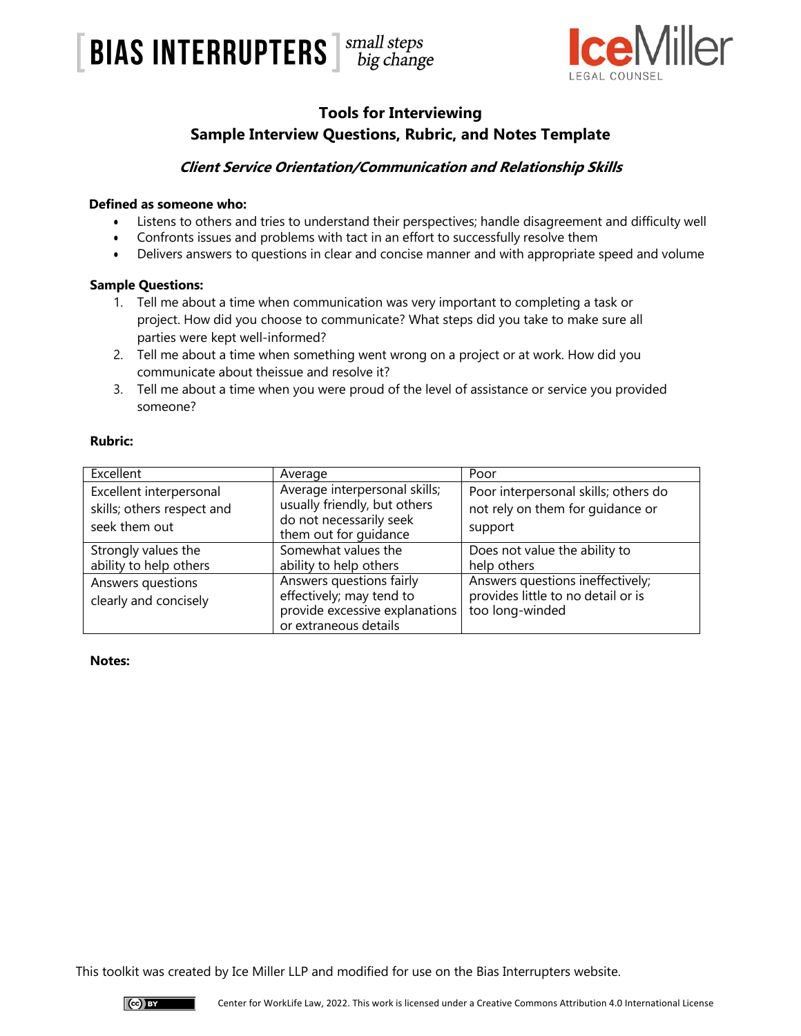## Tools for Interviewing
## Sample Interview Questions, Rubric, and Notes Template

### *Client Service Orientation/Communication and Relationship Skills*

**Defined as someone who:**

- Listens to others and tries to understand their perspectives; handle disagreement and difficulty well
- Confronts issues and problems with tact in an effort to successfully resolve them
- Delivers answers to questions in clear and concise manner and with appropriate speed and volume

**Sample Questions:**

1. Tell me about a time when communication was very important to completing a task or project. How did you choose to communicate? What steps did you take to make sure all parties were kept well-informed?
2. Tell me about a time when something went wrong on a project or at work. How did you communicate about theissue and resolve it?
3. Tell me about a time when you were proud of the level of assistance or service you provided someone?

**Rubric:**

| Excellent | Average | Poor |
|---|---|---|
| Excellent interpersonal skills; others respect and seek them out | Average interpersonal skills; usually friendly, but others do not necessarily seek them out for guidance | Poor interpersonal skills; others do not rely on them for guidance or support |
| Strongly values the ability to help others | Somewhat values the ability to help others | Does not value the ability to help others |
| Answers questions clearly and concisely | Answers questions fairly effectively; may tend to provide excessive explanations or extraneous details | Answers questions ineffectively; provides little to no detail or is too long-winded |

**Notes:**

This toolkit was created by Ice Miller LLP and modified for use on the Bias Interrupters website.

Center for WorkLife Law, 2022. This work is licensed under a Creative Commons Attribution 4.0 International License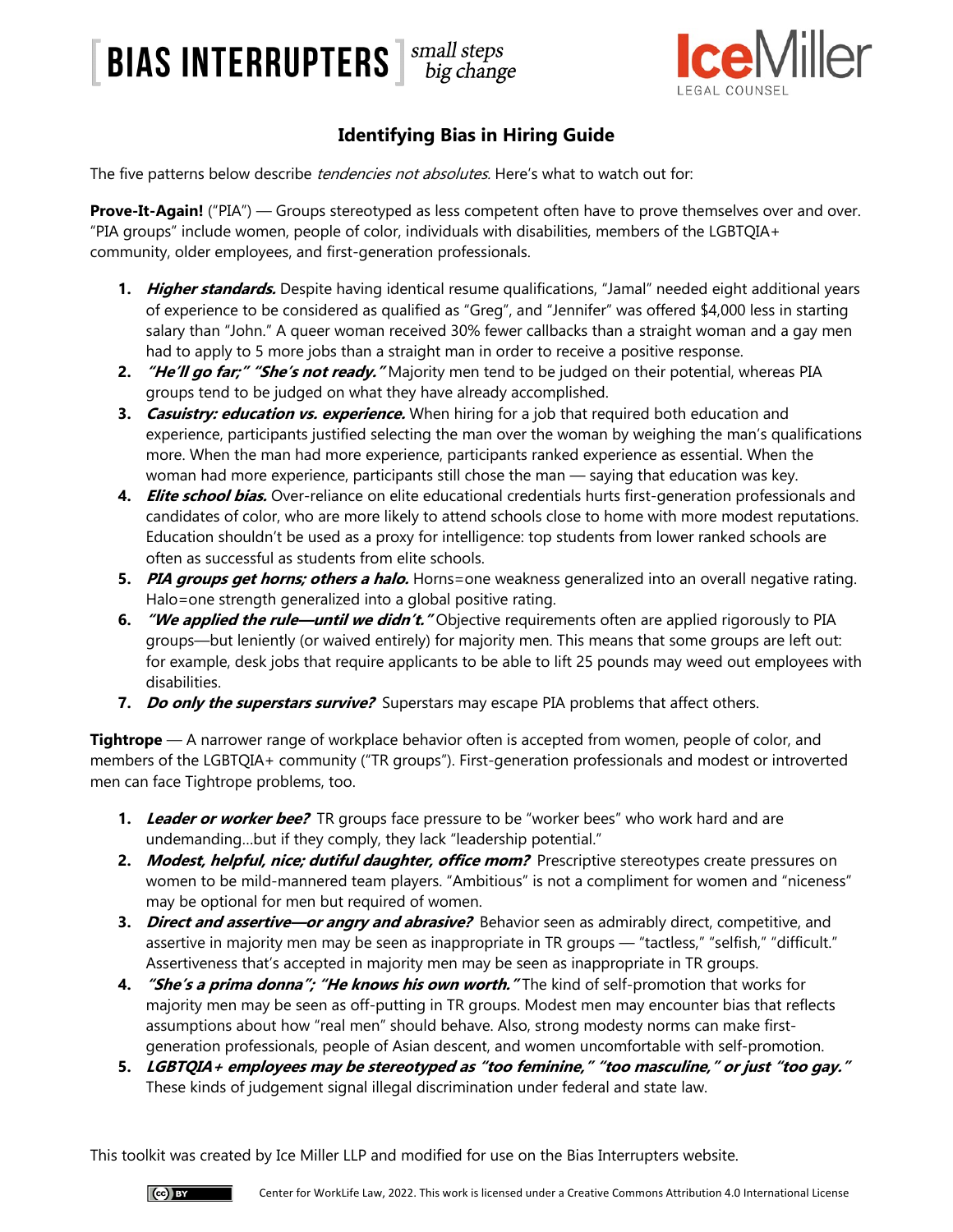# Identifying Bias in Hiring Guide

The five patterns below describe *tendencies not absolutes.* Here's what to watch out for:

**Prove-It-Again!** ("PIA") — Groups stereotyped as less competent often have to prove themselves over and over. "PIA groups" include women, people of color, individuals with disabilities, members of the LGBTQIA+ community, older employees, and first-generation professionals.

1. ***Higher standards.*** Despite having identical resume qualifications, "Jamal" needed eight additional years of experience to be considered as qualified as "Greg", and "Jennifer" was offered $4,000 less in starting salary than "John." A queer woman received 30% fewer callbacks than a straight woman and a gay men had to apply to 5 more jobs than a straight man in order to receive a positive response.
2. ***"He'll go far;" "She's not ready."*** Majority men tend to be judged on their potential, whereas PIA groups tend to be judged on what they have already accomplished.
3. ***Casuistry: education vs. experience.*** When hiring for a job that required both education and experience, participants justified selecting the man over the woman by weighing the man's qualifications more. When the man had more experience, participants ranked experience as essential. When the woman had more experience, participants still chose the man — saying that education was key.
4. ***Elite school bias.*** Over-reliance on elite educational credentials hurts first-generation professionals and candidates of color, who are more likely to attend schools close to home with more modest reputations. Education shouldn't be used as a proxy for intelligence: top students from lower ranked schools are often as successful as students from elite schools.
5. ***PIA groups get horns; others a halo.*** Horns=one weakness generalized into an overall negative rating. Halo=one strength generalized into a global positive rating.
6. ***"We applied the rule—until we didn't."*** Objective requirements often are applied rigorously to PIA groups—but leniently (or waived entirely) for majority men. This means that some groups are left out: for example, desk jobs that require applicants to be able to lift 25 pounds may weed out employees with disabilities.
7. ***Do only the superstars survive?*** Superstars may escape PIA problems that affect others.

**Tightrope** — A narrower range of workplace behavior often is accepted from women, people of color, and members of the LGBTQIA+ community ("TR groups"). First-generation professionals and modest or introverted men can face Tightrope problems, too.

1. ***Leader or worker bee?*** TR groups face pressure to be "worker bees" who work hard and are undemanding…but if they comply, they lack "leadership potential."
2. ***Modest, helpful, nice; dutiful daughter, office mom?*** Prescriptive stereotypes create pressures on women to be mild-mannered team players. "Ambitious" is not a compliment for women and "niceness" may be optional for men but required of women.
3. ***Direct and assertive—or angry and abrasive?*** Behavior seen as admirably direct, competitive, and assertive in majority men may be seen as inappropriate in TR groups — "tactless," "selfish," "difficult." Assertiveness that's accepted in majority men may be seen as inappropriate in TR groups.
4. ***"She's a prima donna"; "He knows his own worth."*** The kind of self-promotion that works for majority men may be seen as off-putting in TR groups. Modest men may encounter bias that reflects assumptions about how "real men" should behave. Also, strong modesty norms can make first-generation professionals, people of Asian descent, and women uncomfortable with self-promotion.
5. ***LGBTQIA+ employees may be stereotyped as "too feminine," "too masculine," or just "too gay."*** These kinds of judgement signal illegal discrimination under federal and state law.

This toolkit was created by Ice Miller LLP and modified for use on the Bias Interrupters website.

Center for WorkLife Law, 2022. This work is licensed under a Creative Commons Attribution 4.0 International License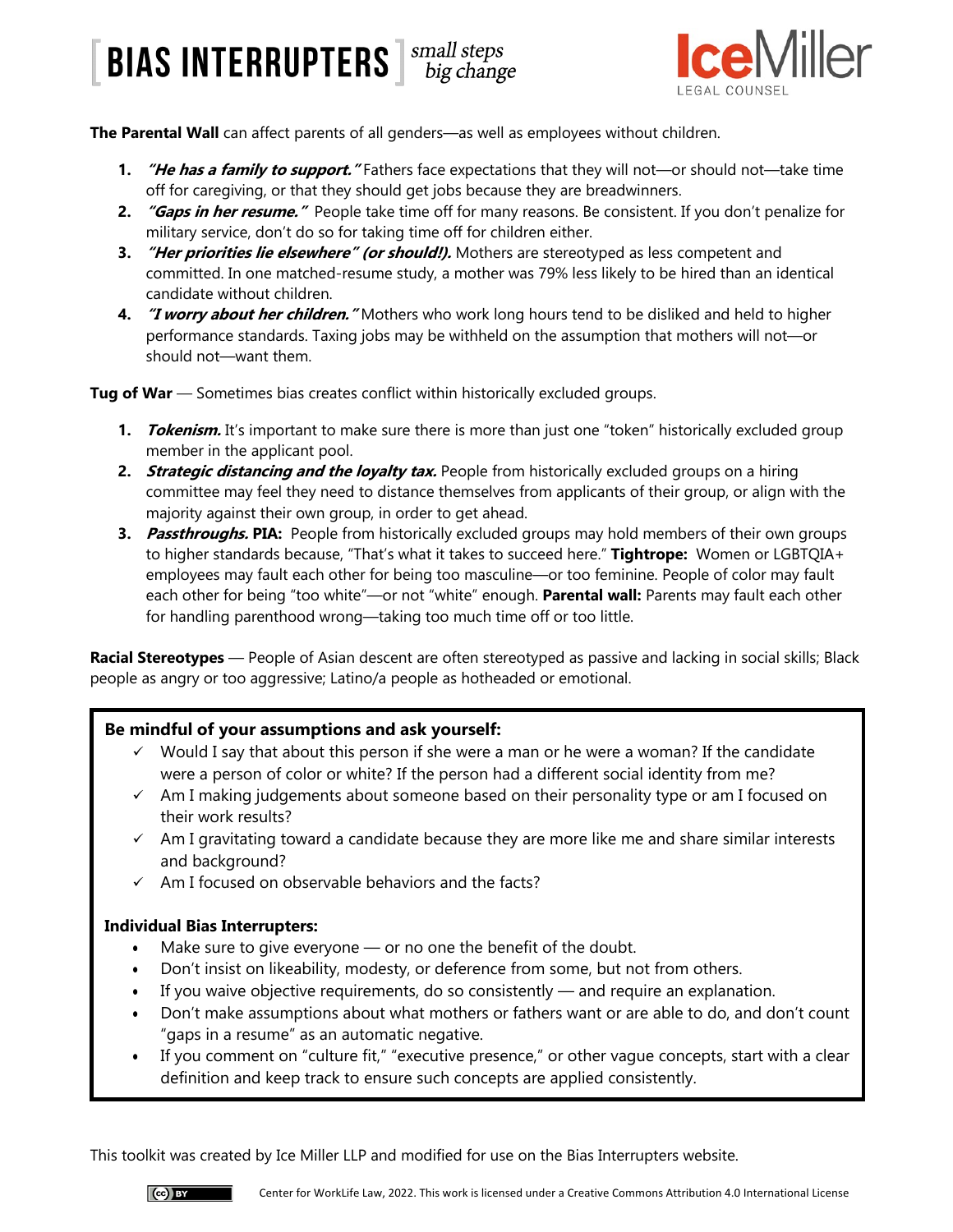**The Parental Wall** can affect parents of all genders—as well as employees without children.

1. ***"He has a family to support."*** Fathers face expectations that they will not—or should not—take time off for caregiving, or that they should get jobs because they are breadwinners.
2. ***"Gaps in her resume."*** People take time off for many reasons. Be consistent. If you don't penalize for military service, don't do so for taking time off for children either.
3. ***"Her priorities lie elsewhere" (or should!).*** Mothers are stereotyped as less competent and committed. In one matched-resume study, a mother was 79% less likely to be hired than an identical candidate without children.
4. ***"I worry about her children."*** Mothers who work long hours tend to be disliked and held to higher performance standards. Taxing jobs may be withheld on the assumption that mothers will not—or should not—want them.

**Tug of War** — Sometimes bias creates conflict within historically excluded groups.

1. ***Tokenism.*** It's important to make sure there is more than just one "token" historically excluded group member in the applicant pool.
2. ***Strategic distancing and the loyalty tax.*** People from historically excluded groups on a hiring committee may feel they need to distance themselves from applicants of their group, or align with the majority against their own group, in order to get ahead.
3. ***Passthroughs.*** **PIA:** People from historically excluded groups may hold members of their own groups to higher standards because, "That's what it takes to succeed here." **Tightrope:** Women or LGBTQIA+ employees may fault each other for being too masculine—or too feminine. People of color may fault each other for being "too white"—or not "white" enough. **Parental wall:** Parents may fault each other for handling parenthood wrong—taking too much time off or too little.

**Racial Stereotypes** — People of Asian descent are often stereotyped as passive and lacking in social skills; Black people as angry or too aggressive; Latino/a people as hotheaded or emotional.

**Be mindful of your assumptions and ask yourself:**

- ✓ Would I say that about this person if she were a man or he were a woman? If the candidate were a person of color or white? If the person had a different social identity from me?
- ✓ Am I making judgements about someone based on their personality type or am I focused on their work results?
- ✓ Am I gravitating toward a candidate because they are more like me and share similar interests and background?
- ✓ Am I focused on observable behaviors and the facts?

**Individual Bias Interrupters:**

- Make sure to give everyone — or no one the benefit of the doubt.
- Don't insist on likeability, modesty, or deference from some, but not from others.
- If you waive objective requirements, do so consistently — and require an explanation.
- Don't make assumptions about what mothers or fathers want or are able to do, and don't count "gaps in a resume" as an automatic negative.
- If you comment on "culture fit," "executive presence," or other vague concepts, start with a clear definition and keep track to ensure such concepts are applied consistently.

This toolkit was created by Ice Miller LLP and modified for use on the Bias Interrupters website.

Center for WorkLife Law, 2022. This work is licensed under a Creative Commons Attribution 4.0 International License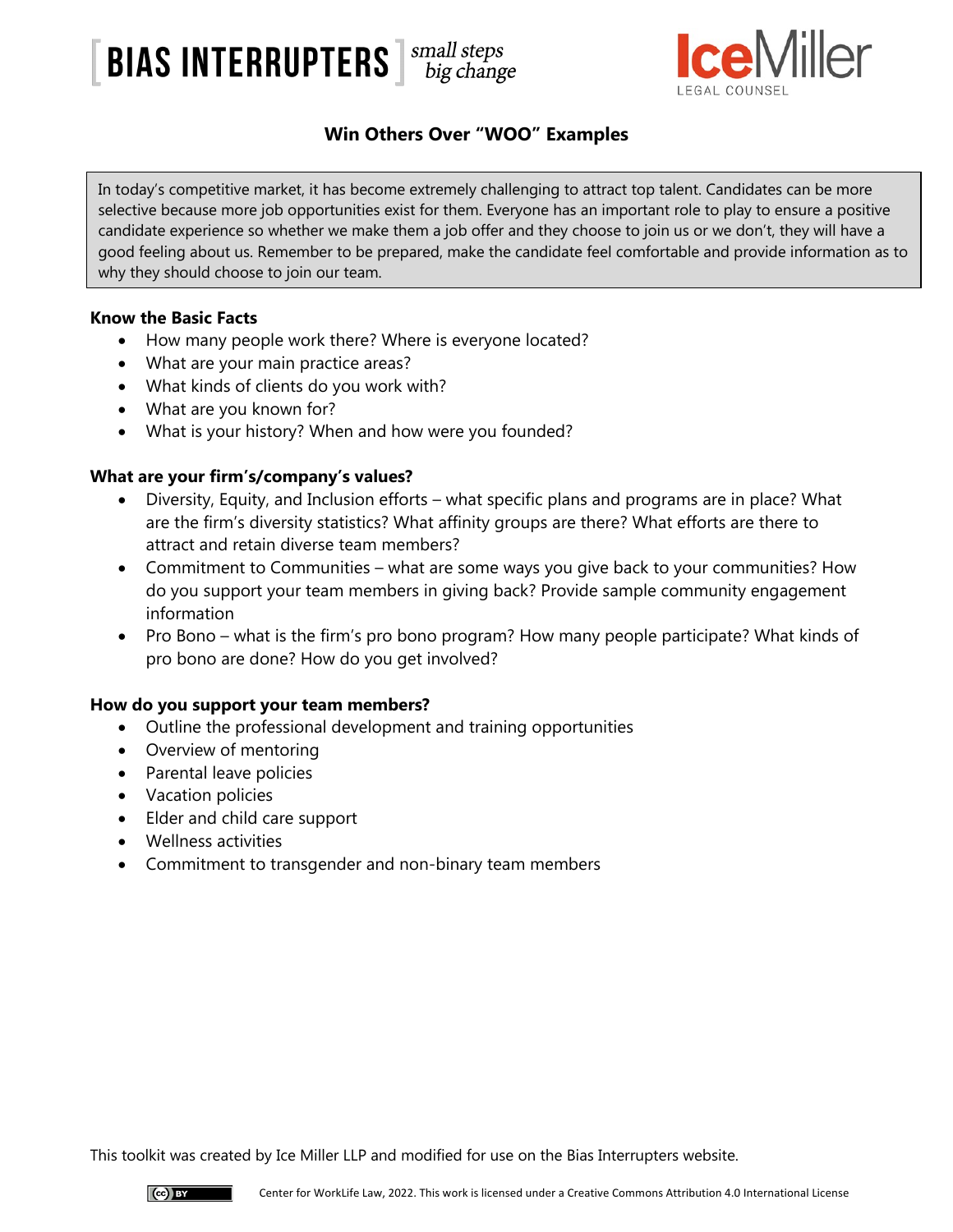# Win Others Over "WOO" Examples

In today's competitive market, it has become extremely challenging to attract top talent. Candidates can be more selective because more job opportunities exist for them. Everyone has an important role to play to ensure a positive candidate experience so whether we make them a job offer and they choose to join us or we don't, they will have a good feeling about us. Remember to be prepared, make the candidate feel comfortable and provide information as to why they should choose to join our team.

**Know the Basic Facts**

- How many people work there? Where is everyone located?
- What are your main practice areas?
- What kinds of clients do you work with?
- What are you known for?
- What is your history? When and how were you founded?

**What are your firm's/company's values?**

- Diversity, Equity, and Inclusion efforts – what specific plans and programs are in place? What are the firm's diversity statistics? What affinity groups are there? What efforts are there to attract and retain diverse team members?
- Commitment to Communities – what are some ways you give back to your communities? How do you support your team members in giving back? Provide sample community engagement information
- Pro Bono – what is the firm's pro bono program? How many people participate? What kinds of pro bono are done? How do you get involved?

**How do you support your team members?**

- Outline the professional development and training opportunities
- Overview of mentoring
- Parental leave policies
- Vacation policies
- Elder and child care support
- Wellness activities
- Commitment to transgender and non-binary team members

This toolkit was created by Ice Miller LLP and modified for use on the Bias Interrupters website.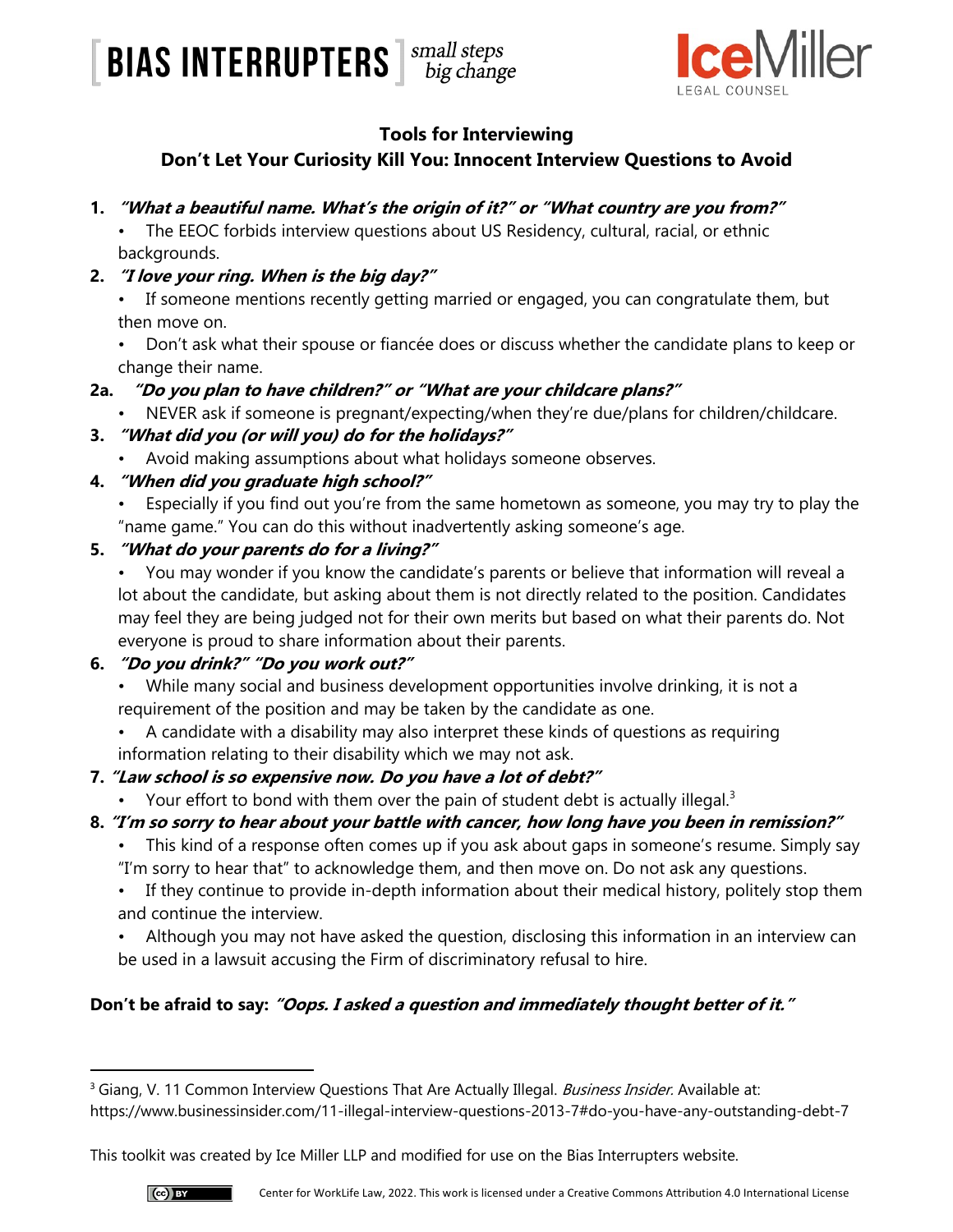## Tools for Interviewing

## Don't Let Your Curiosity Kill You: Innocent Interview Questions to Avoid

1. ***"What a beautiful name. What's the origin of it?" or "What country are you from?"***
   - The EEOC forbids interview questions about US Residency, cultural, racial, or ethnic backgrounds.
2. ***"I love your ring. When is the big day?"***
   - If someone mentions recently getting married or engaged, you can congratulate them, but then move on.
   - Don't ask what their spouse or fiancée does or discuss whether the candidate plans to keep or change their name.

**2a.** ***"Do you plan to have children?" or "What are your childcare plans?"***
   - NEVER ask if someone is pregnant/expecting/when they're due/plans for children/childcare.

3. ***"What did you (or will you) do for the holidays?"***
   - Avoid making assumptions about what holidays someone observes.
4. ***"When did you graduate high school?"***
   - Especially if you find out you're from the same hometown as someone, you may try to play the "name game." You can do this without inadvertently asking someone's age.
5. ***"What do your parents do for a living?"***
   - You may wonder if you know the candidate's parents or believe that information will reveal a lot about the candidate, but asking about them is not directly related to the position. Candidates may feel they are being judged not for their own merits but based on what their parents do. Not everyone is proud to share information about their parents.
6. ***"Do you drink?" "Do you work out?"***
   - While many social and business development opportunities involve drinking, it is not a requirement of the position and may be taken by the candidate as one.
   - A candidate with a disability may also interpret these kinds of questions as requiring information relating to their disability which we may not ask.
7. ***"Law school is so expensive now. Do you have a lot of debt?"***
   - Your effort to bond with them over the pain of student debt is actually illegal.[3]
8. ***"I'm so sorry to hear about your battle with cancer, how long have you been in remission?"***
   - This kind of a response often comes up if you ask about gaps in someone's resume. Simply say "I'm sorry to hear that" to acknowledge them, and then move on. Do not ask any questions.
   - If they continue to provide in-depth information about their medical history, politely stop them and continue the interview.
   - Although you may not have asked the question, disclosing this information in an interview can be used in a lawsuit accusing the Firm of discriminatory refusal to hire.

**Don't be afraid to say:** ***"Oops. I asked a question and immediately thought better of it."***

---

[3] Giang, V. 11 Common Interview Questions That Are Actually Illegal. *Business Insider.* Available at: https://www.businessinsider.com/11-illegal-interview-questions-2013-7#do-you-have-any-outstanding-debt-7

This toolkit was created by Ice Miller LLP and modified for use on the Bias Interrupters website.

Center for WorkLife Law, 2022. This work is licensed under a Creative Commons Attribution 4.0 International License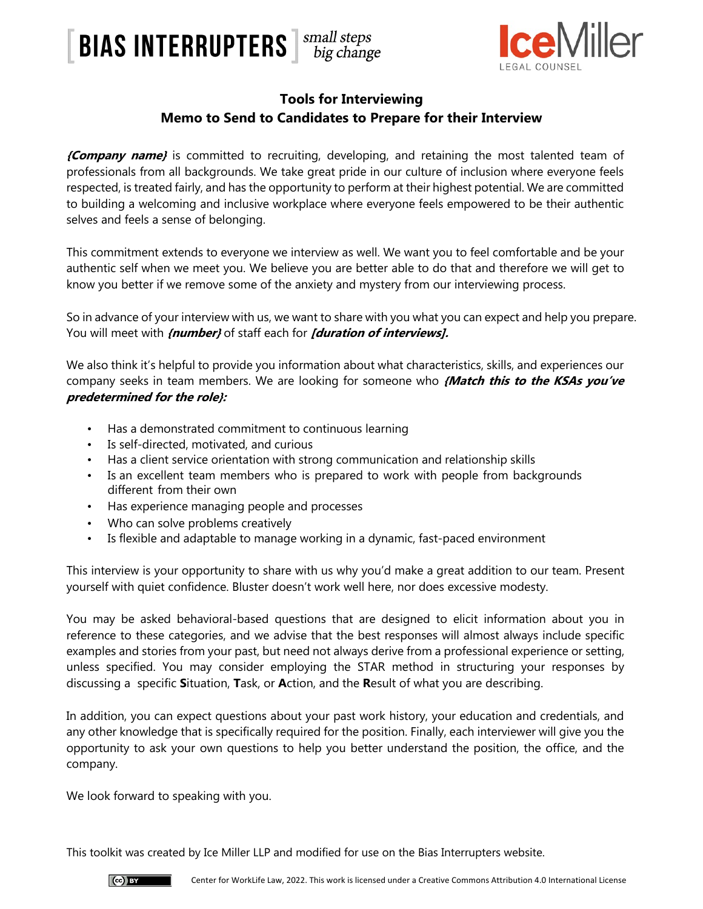# BIAS INTERRUPTERS small steps big change

IceMiller LEGAL COUNSEL

## Tools for Interviewing
## Memo to Send to Candidates to Prepare for their Interview

***{Company name}*** is committed to recruiting, developing, and retaining the most talented team of professionals from all backgrounds. We take great pride in our culture of inclusion where everyone feels respected, is treated fairly, and has the opportunity to perform at their highest potential. We are committed to building a welcoming and inclusive workplace where everyone feels empowered to be their authentic selves and feels a sense of belonging.

This commitment extends to everyone we interview as well. We want you to feel comfortable and be your authentic self when we meet you. We believe you are better able to do that and therefore we will get to know you better if we remove some of the anxiety and mystery from our interviewing process.

So in advance of your interview with us, we want to share with you what you can expect and help you prepare. You will meet with ***{number}*** of staff each for ***[duration of interviews].***

We also think it's helpful to provide you information about what characteristics, skills, and experiences our company seeks in team members. We are looking for someone who ***{Match this to the KSAs you've predetermined for the role}:***

- Has a demonstrated commitment to continuous learning
- Is self-directed, motivated, and curious
- Has a client service orientation with strong communication and relationship skills
- Is an excellent team members who is prepared to work with people from backgrounds different from their own
- Has experience managing people and processes
- Who can solve problems creatively
- Is flexible and adaptable to manage working in a dynamic, fast-paced environment

This interview is your opportunity to share with us why you'd make a great addition to our team. Present yourself with quiet confidence. Bluster doesn't work well here, nor does excessive modesty.

You may be asked behavioral-based questions that are designed to elicit information about you in reference to these categories, and we advise that the best responses will almost always include specific examples and stories from your past, but need not always derive from a professional experience or setting, unless specified. You may consider employing the STAR method in structuring your responses by discussing a specific **S**ituation, **T**ask, or **A**ction, and the **R**esult of what you are describing.

In addition, you can expect questions about your past work history, your education and credentials, and any other knowledge that is specifically required for the position. Finally, each interviewer will give you the opportunity to ask your own questions to help you better understand the position, the office, and the company.

We look forward to speaking with you.

This toolkit was created by Ice Miller LLP and modified for use on the Bias Interrupters website.

Center for WorkLife Law, 2022. This work is licensed under a Creative Commons Attribution 4.0 International License